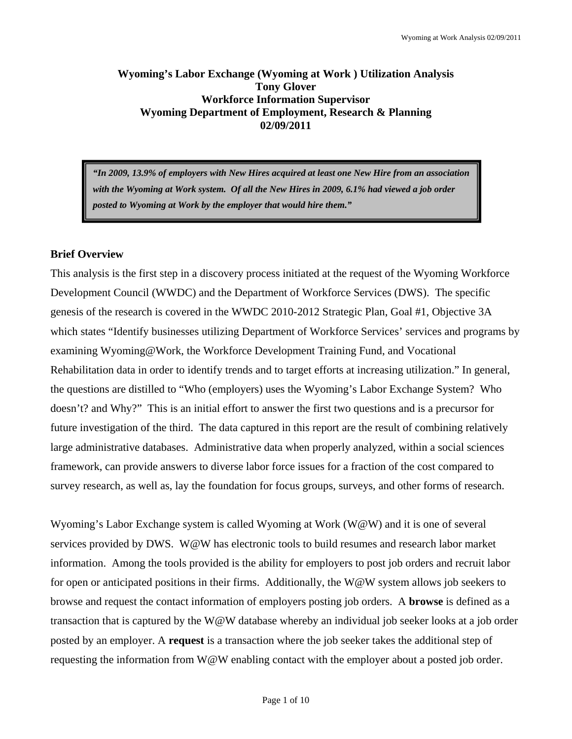# Wyoming's Labor Exchange (Wyoming at Work ) Utilization Analysis

**Tony Glover**
**Workforce Information Supervisor**
**Wyoming Department of Employment, Research & Planning**
**02/09/2011**

> ***"In 2009, 13.9% of employers with New Hires acquired at least one New Hire from an association with the Wyoming at Work system. Of all the New Hires in 2009, 6.1% had viewed a job order posted to Wyoming at Work by the employer that would hire them."***

## Brief Overview

This analysis is the first step in a discovery process initiated at the request of the Wyoming Workforce Development Council (WWDC) and the Department of Workforce Services (DWS). The specific genesis of the research is covered in the WWDC 2010-2012 Strategic Plan, Goal #1, Objective 3A which states "Identify businesses utilizing Department of Workforce Services' services and programs by examining Wyoming@Work, the Workforce Development Training Fund, and Vocational Rehabilitation data in order to identify trends and to target efforts at increasing utilization." In general, the questions are distilled to "Who (employers) uses the Wyoming's Labor Exchange System? Who doesn't? and Why?" This is an initial effort to answer the first two questions and is a precursor for future investigation of the third. The data captured in this report are the result of combining relatively large administrative databases. Administrative data when properly analyzed, within a social sciences framework, can provide answers to diverse labor force issues for a fraction of the cost compared to survey research, as well as, lay the foundation for focus groups, surveys, and other forms of research.

Wyoming's Labor Exchange system is called Wyoming at Work (W@W) and it is one of several services provided by DWS. W@W has electronic tools to build resumes and research labor market information. Among the tools provided is the ability for employers to post job orders and recruit labor for open or anticipated positions in their firms. Additionally, the W@W system allows job seekers to browse and request the contact information of employers posting job orders. A **browse** is defined as a transaction that is captured by the W@W database whereby an individual job seeker looks at a job order posted by an employer. A **request** is a transaction where the job seeker takes the additional step of requesting the information from W@W enabling contact with the employer about a posted job order.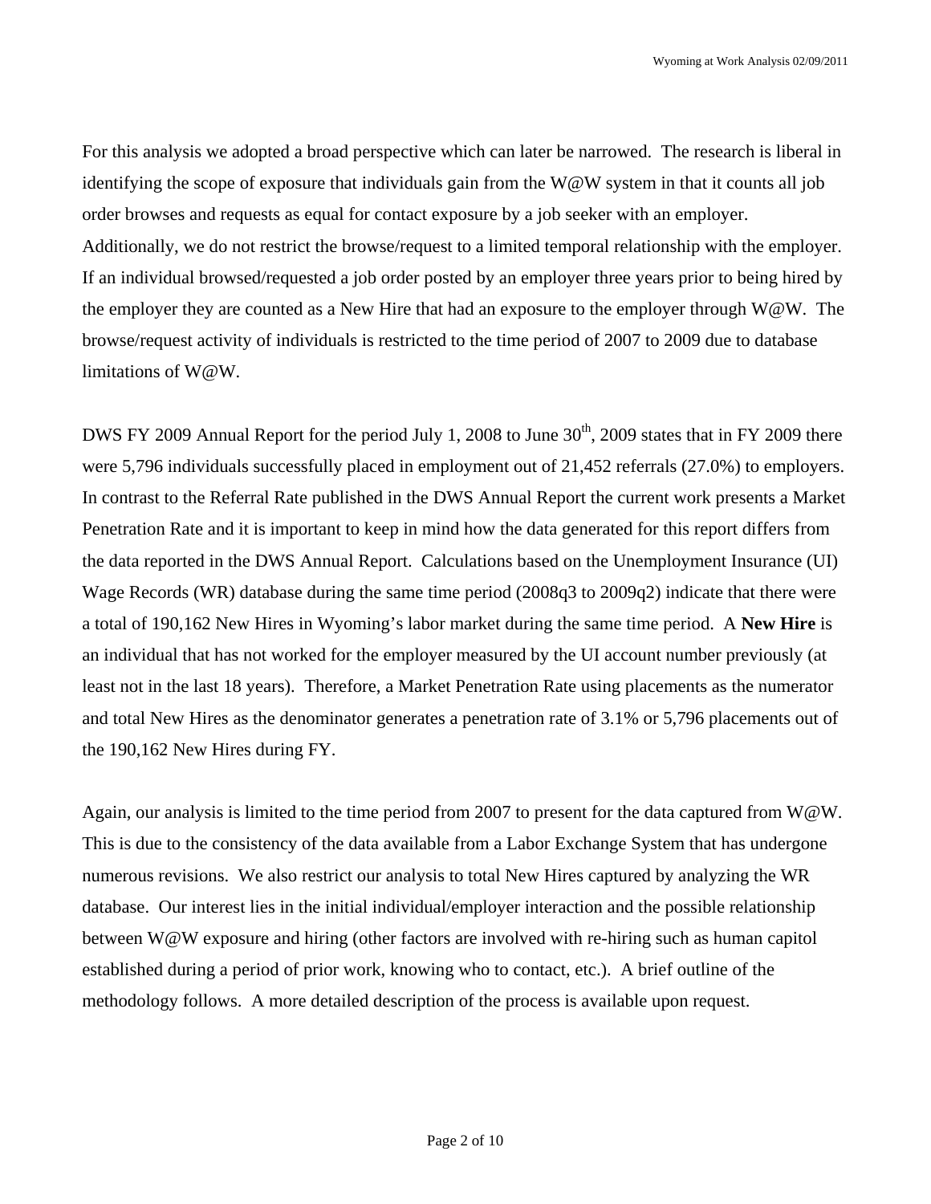For this analysis we adopted a broad perspective which can later be narrowed. The research is liberal in identifying the scope of exposure that individuals gain from the W@W system in that it counts all job order browses and requests as equal for contact exposure by a job seeker with an employer. Additionally, we do not restrict the browse/request to a limited temporal relationship with the employer. If an individual browsed/requested a job order posted by an employer three years prior to being hired by the employer they are counted as a New Hire that had an exposure to the employer through W@W. The browse/request activity of individuals is restricted to the time period of 2007 to 2009 due to database limitations of W@W.

DWS FY 2009 Annual Report for the period July 1, 2008 to June 30th, 2009 states that in FY 2009 there were 5,796 individuals successfully placed in employment out of 21,452 referrals (27.0%) to employers. In contrast to the Referral Rate published in the DWS Annual Report the current work presents a Market Penetration Rate and it is important to keep in mind how the data generated for this report differs from the data reported in the DWS Annual Report. Calculations based on the Unemployment Insurance (UI) Wage Records (WR) database during the same time period (2008q3 to 2009q2) indicate that there were a total of 190,162 New Hires in Wyoming's labor market during the same time period. A **New Hire** is an individual that has not worked for the employer measured by the UI account number previously (at least not in the last 18 years). Therefore, a Market Penetration Rate using placements as the numerator and total New Hires as the denominator generates a penetration rate of 3.1% or 5,796 placements out of the 190,162 New Hires during FY.

Again, our analysis is limited to the time period from 2007 to present for the data captured from W@W. This is due to the consistency of the data available from a Labor Exchange System that has undergone numerous revisions. We also restrict our analysis to total New Hires captured by analyzing the WR database. Our interest lies in the initial individual/employer interaction and the possible relationship between W@W exposure and hiring (other factors are involved with re-hiring such as human capitol established during a period of prior work, knowing who to contact, etc.). A brief outline of the methodology follows. A more detailed description of the process is available upon request.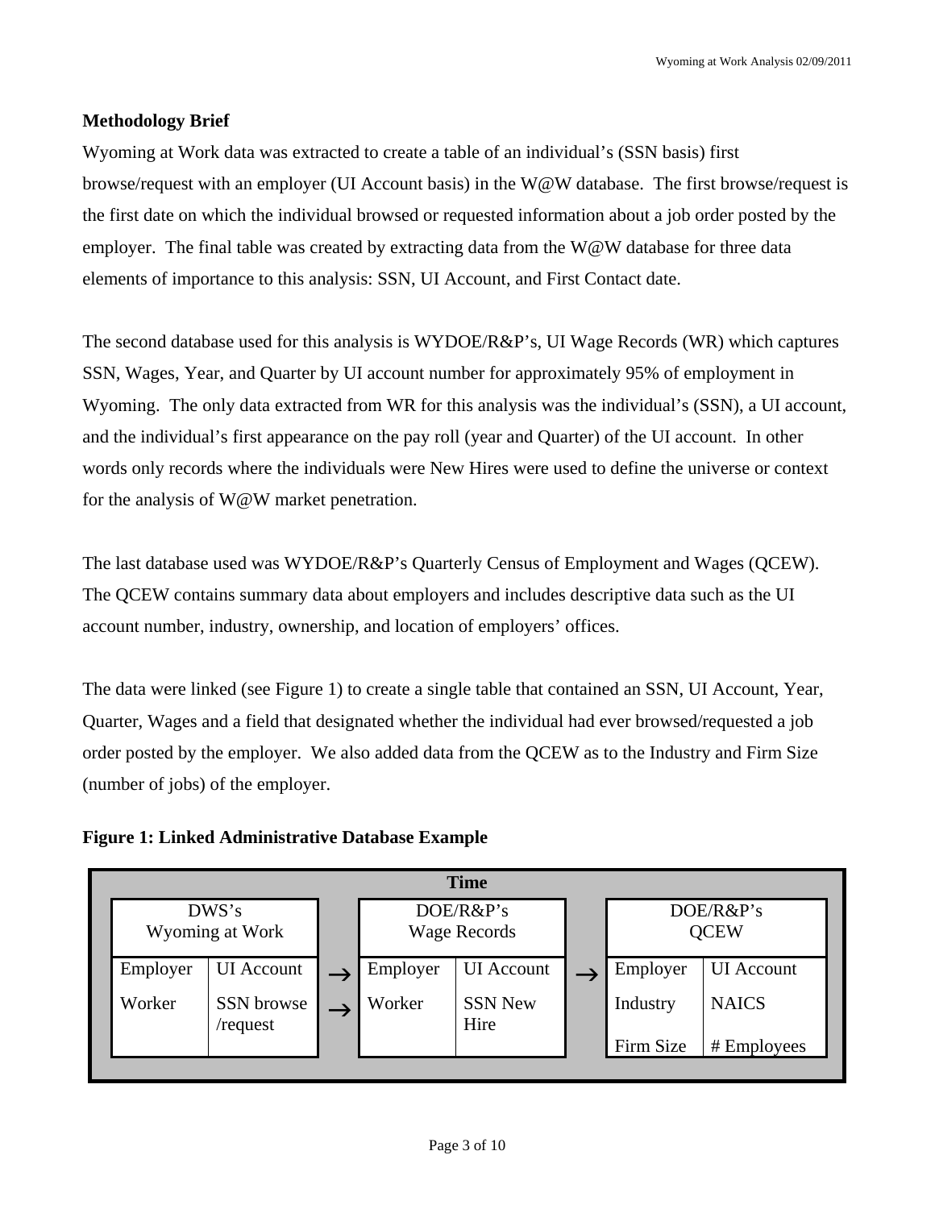**Methodology Brief**

Wyoming at Work data was extracted to create a table of an individual's (SSN basis) first browse/request with an employer (UI Account basis) in the W@W database. The first browse/request is the first date on which the individual browsed or requested information about a job order posted by the employer. The final table was created by extracting data from the W@W database for three data elements of importance to this analysis: SSN, UI Account, and First Contact date.

The second database used for this analysis is WYDOE/R&P's, UI Wage Records (WR) which captures SSN, Wages, Year, and Quarter by UI account number for approximately 95% of employment in Wyoming. The only data extracted from WR for this analysis was the individual's (SSN), a UI account, and the individual's first appearance on the pay roll (year and Quarter) of the UI account. In other words only records where the individuals were New Hires were used to define the universe or context for the analysis of W@W market penetration.

The last database used was WYDOE/R&P's Quarterly Census of Employment and Wages (QCEW). The QCEW contains summary data about employers and includes descriptive data such as the UI account number, industry, ownership, and location of employers' offices.

The data were linked (see Figure 1) to create a single table that contained an SSN, UI Account, Year, Quarter, Wages and a field that designated whether the individual had ever browsed/requested a job order posted by the employer. We also added data from the QCEW as to the Industry and Firm Size (number of jobs) of the employer.

**Figure 1: Linked Administrative Database Example**

| Time | | | | | | | |
|---|---|---|---|---|---|---|---|
| DWS's Wyoming at Work | | | DOE/R&P's Wage Records | | | DOE/R&P's QCEW | |
| Employer | UI Account | → | Employer | UI Account | → | Employer | UI Account |
| Worker | SSN browse /request | → | Worker | SSN New Hire | | Industry | NAICS |
| | | | | | | Firm Size | # Employees |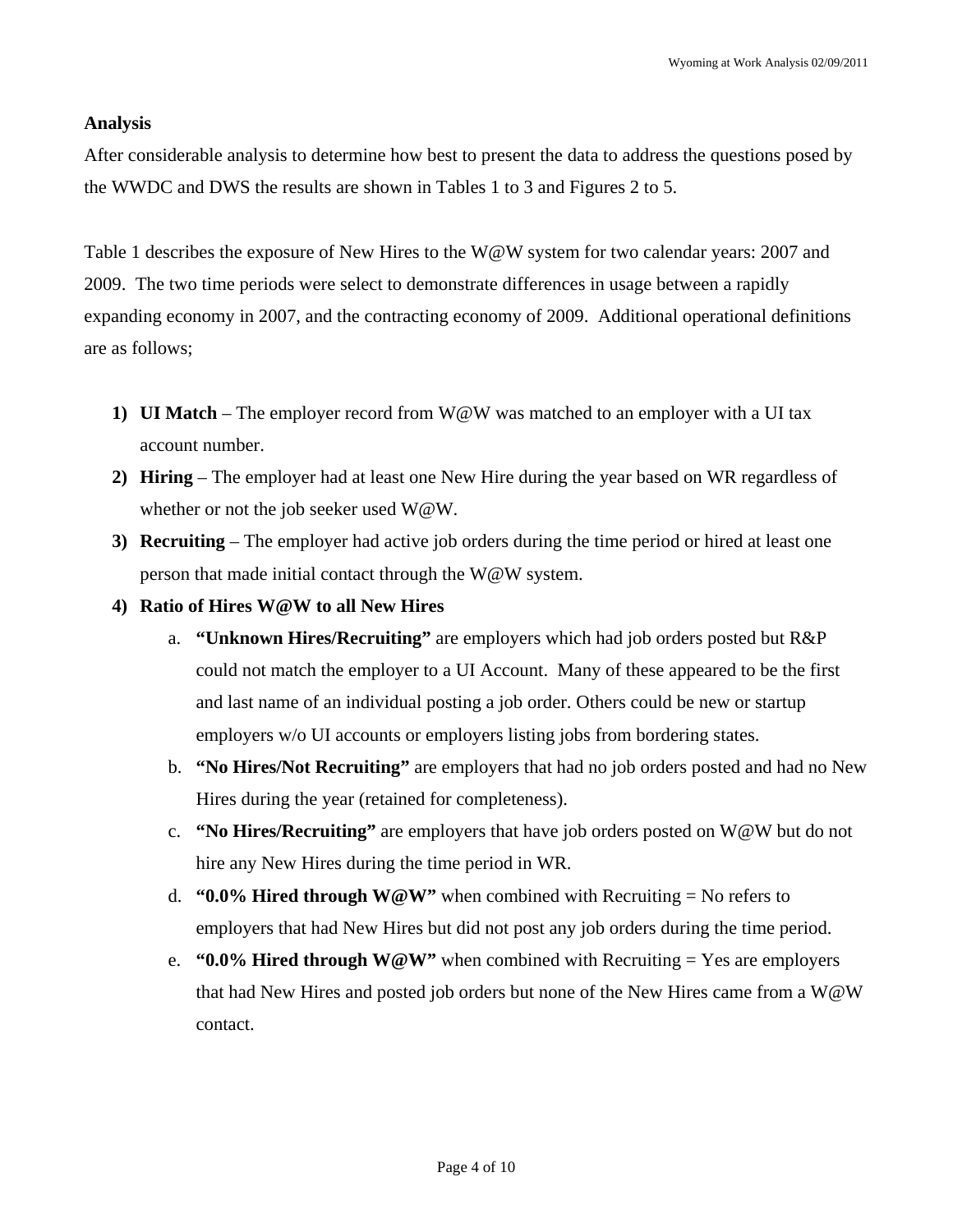**Analysis**

After considerable analysis to determine how best to present the data to address the questions posed by the WWDC and DWS the results are shown in Tables 1 to 3 and Figures 2 to 5.

Table 1 describes the exposure of New Hires to the W@W system for two calendar years: 2007 and 2009. The two time periods were select to demonstrate differences in usage between a rapidly expanding economy in 2007, and the contracting economy of 2009. Additional operational definitions are as follows;

1) **UI Match** – The employer record from W@W was matched to an employer with a UI tax account number.
2) **Hiring** – The employer had at least one New Hire during the year based on WR regardless of whether or not the job seeker used W@W.
3) **Recruiting** – The employer had active job orders during the time period or hired at least one person that made initial contact through the W@W system.
4) **Ratio of Hires W@W to all New Hires**
    a. **"Unknown Hires/Recruiting"** are employers which had job orders posted but R&P could not match the employer to a UI Account. Many of these appeared to be the first and last name of an individual posting a job order. Others could be new or startup employers w/o UI accounts or employers listing jobs from bordering states.
    b. **"No Hires/Not Recruiting"** are employers that had no job orders posted and had no New Hires during the year (retained for completeness).
    c. **"No Hires/Recruiting"** are employers that have job orders posted on W@W but do not hire any New Hires during the time period in WR.
    d. **"0.0% Hired through W@W"** when combined with Recruiting = No refers to employers that had New Hires but did not post any job orders during the time period.
    e. **"0.0% Hired through W@W"** when combined with Recruiting = Yes are employers that had New Hires and posted job orders but none of the New Hires came from a W@W contact.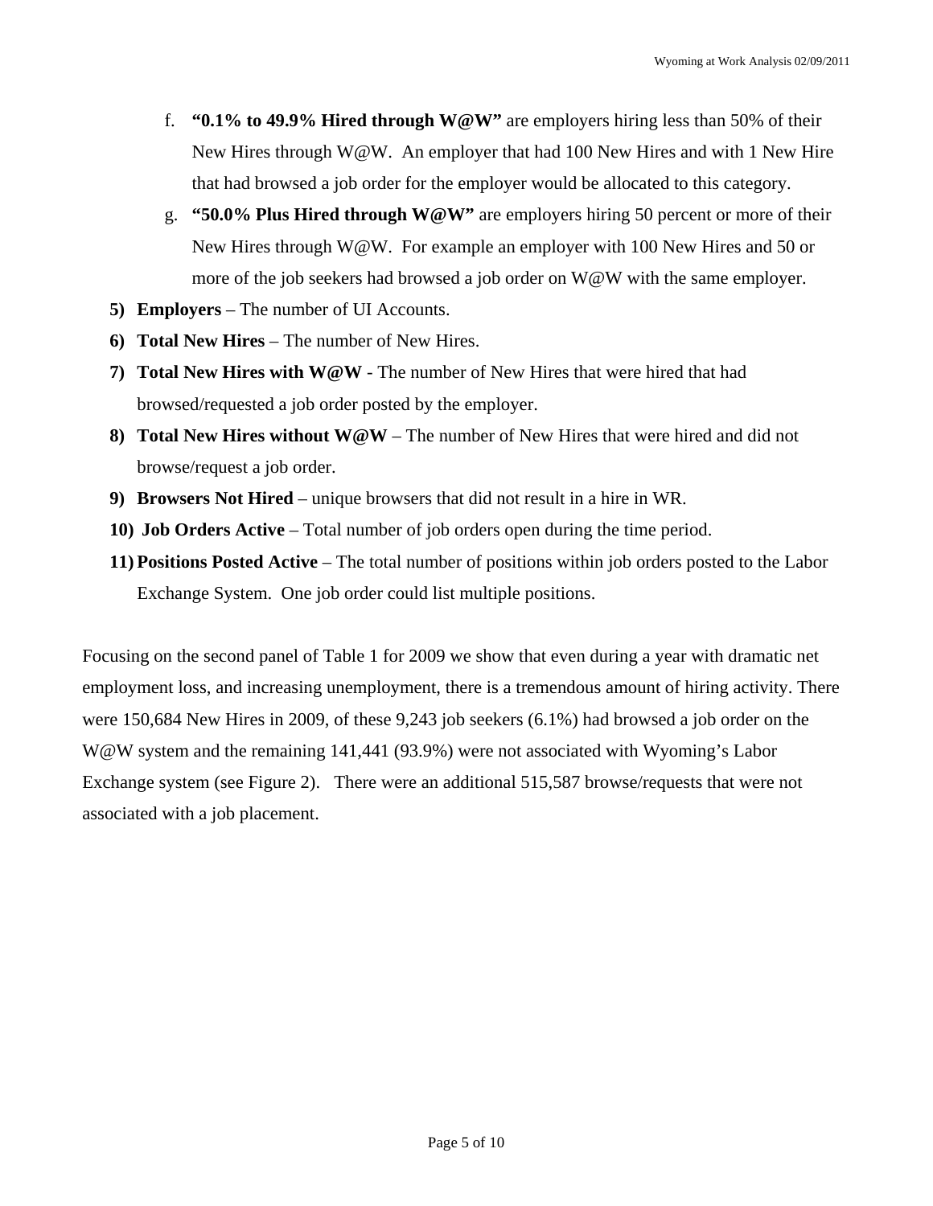f. **"0.1% to 49.9% Hired through W@W"** are employers hiring less than 50% of their New Hires through W@W. An employer that had 100 New Hires and with 1 New Hire that had browsed a job order for the employer would be allocated to this category.

g. **"50.0% Plus Hired through W@W"** are employers hiring 50 percent or more of their New Hires through W@W. For example an employer with 100 New Hires and 50 or more of the job seekers had browsed a job order on W@W with the same employer.

5) **Employers** – The number of UI Accounts.

6) **Total New Hires** – The number of New Hires.

7) **Total New Hires with W@W** - The number of New Hires that were hired that had browsed/requested a job order posted by the employer.

8) **Total New Hires without W@W** – The number of New Hires that were hired and did not browse/request a job order.

9) **Browsers Not Hired** – unique browsers that did not result in a hire in WR.

10) **Job Orders Active** – Total number of job orders open during the time period.

11) **Positions Posted Active** – The total number of positions within job orders posted to the Labor Exchange System. One job order could list multiple positions.

Focusing on the second panel of Table 1 for 2009 we show that even during a year with dramatic net employment loss, and increasing unemployment, there is a tremendous amount of hiring activity. There were 150,684 New Hires in 2009, of these 9,243 job seekers (6.1%) had browsed a job order on the W@W system and the remaining 141,441 (93.9%) were not associated with Wyoming's Labor Exchange system (see Figure 2). There were an additional 515,587 browse/requests that were not associated with a job placement.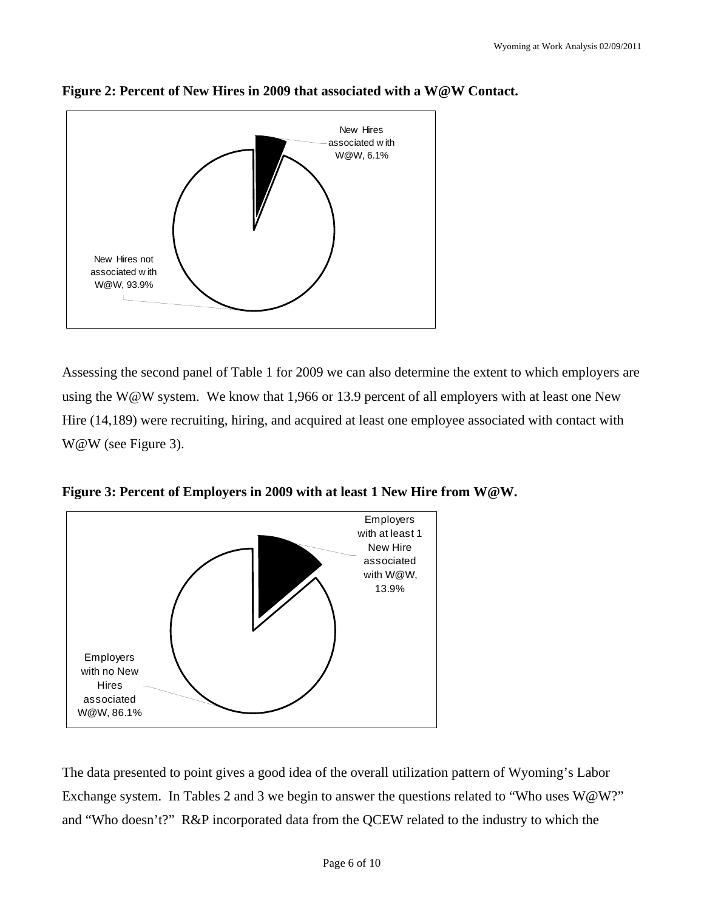**Figure 2: Percent of New Hires in 2009 that associated with a W@W Contact.**

New Hires associated with W@W, 6.1%

New Hires not associated with W@W, 93.9%

Assessing the second panel of Table 1 for 2009 we can also determine the extent to which employers are using the W@W system. We know that 1,966 or 13.9 percent of all employers with at least one New Hire (14,189) were recruiting, hiring, and acquired at least one employee associated with contact with W@W (see Figure 3).

**Figure 3: Percent of Employers in 2009 with at least 1 New Hire from W@W.**

Employers with at least 1 New Hire associated with W@W, 13.9%

Employers with no New Hires associated W@W, 86.1%

The data presented to point gives a good idea of the overall utilization pattern of Wyoming's Labor Exchange system. In Tables 2 and 3 we begin to answer the questions related to "Who uses W@W?" and "Who doesn't?" R&P incorporated data from the QCEW related to the industry to which the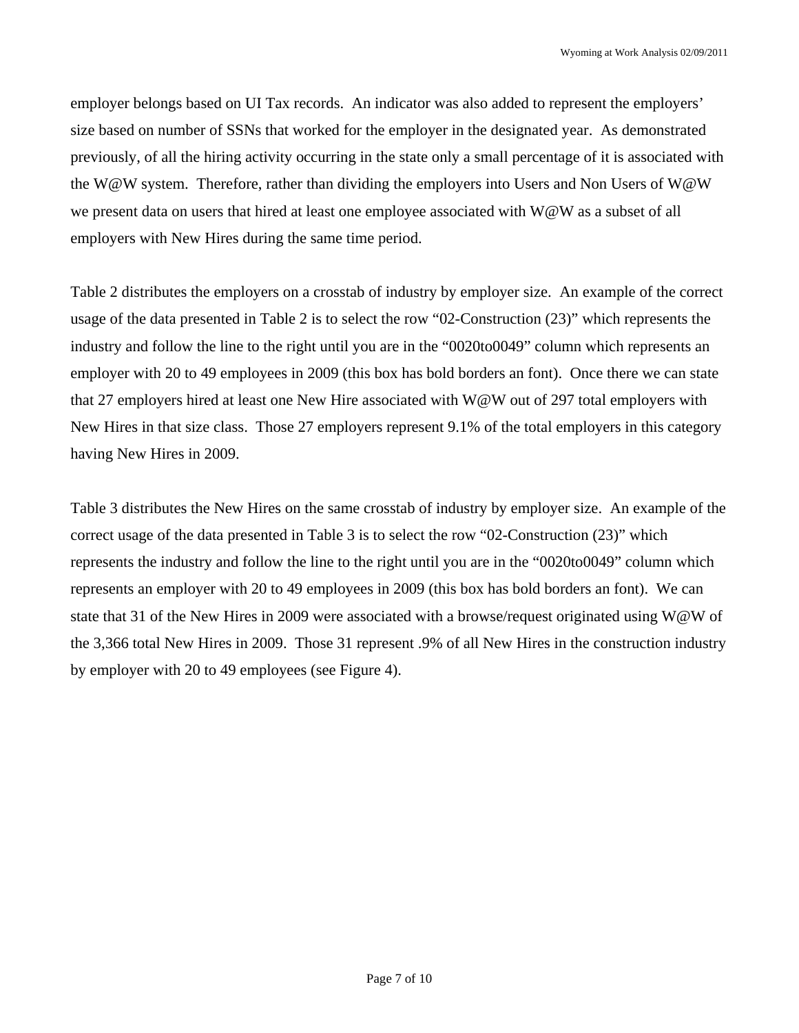employer belongs based on UI Tax records. An indicator was also added to represent the employers' size based on number of SSNs that worked for the employer in the designated year. As demonstrated previously, of all the hiring activity occurring in the state only a small percentage of it is associated with the W@W system. Therefore, rather than dividing the employers into Users and Non Users of W@W we present data on users that hired at least one employee associated with W@W as a subset of all employers with New Hires during the same time period.

Table 2 distributes the employers on a crosstab of industry by employer size. An example of the correct usage of the data presented in Table 2 is to select the row "02-Construction (23)" which represents the industry and follow the line to the right until you are in the "0020to0049" column which represents an employer with 20 to 49 employees in 2009 (this box has bold borders an font). Once there we can state that 27 employers hired at least one New Hire associated with W@W out of 297 total employers with New Hires in that size class. Those 27 employers represent 9.1% of the total employers in this category having New Hires in 2009.

Table 3 distributes the New Hires on the same crosstab of industry by employer size. An example of the correct usage of the data presented in Table 3 is to select the row "02-Construction (23)" which represents the industry and follow the line to the right until you are in the "0020to0049" column which represents an employer with 20 to 49 employees in 2009 (this box has bold borders an font). We can state that 31 of the New Hires in 2009 were associated with a browse/request originated using W@W of the 3,366 total New Hires in 2009. Those 31 represent .9% of all New Hires in the construction industry by employer with 20 to 49 employees (see Figure 4).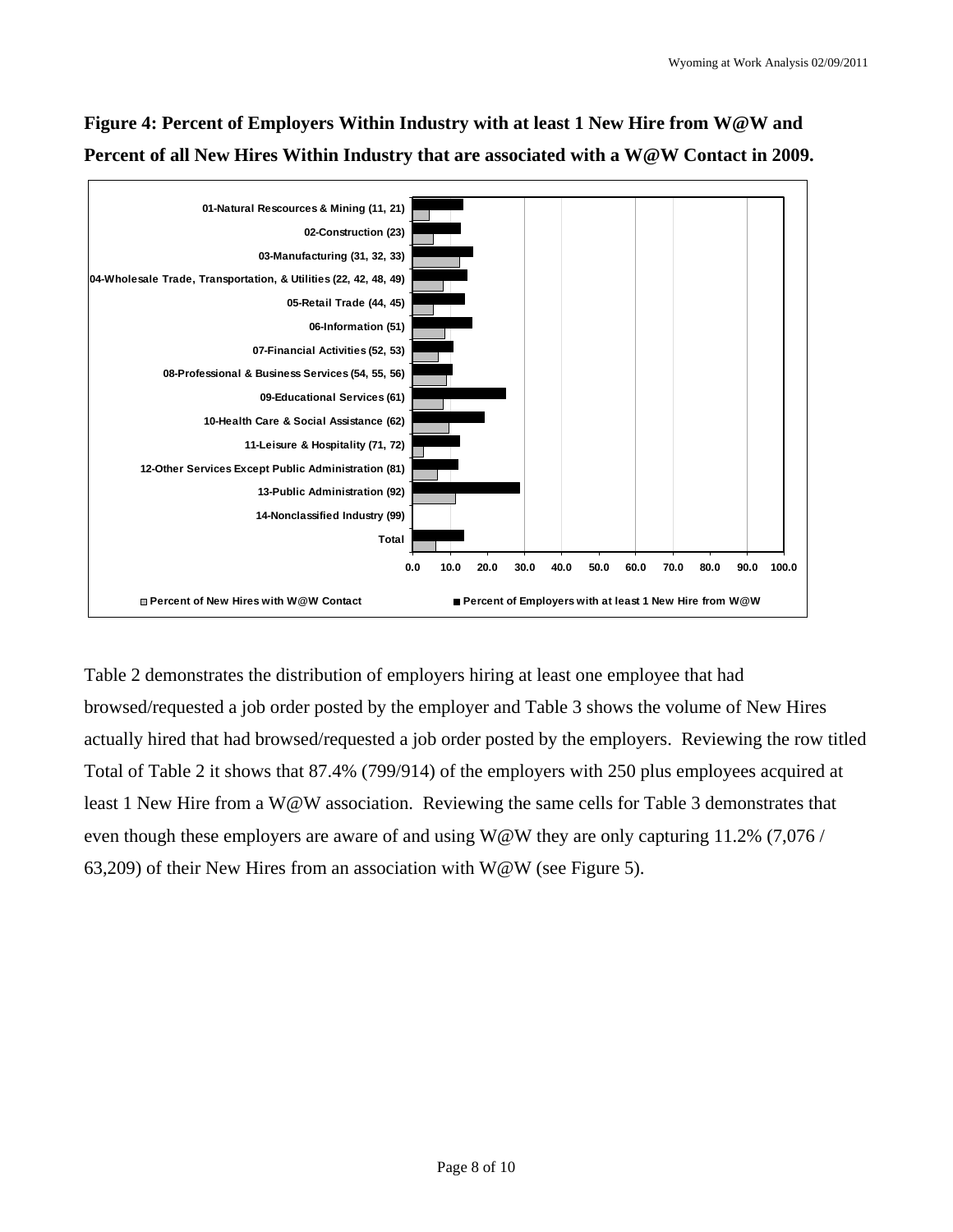**Figure 4: Percent of Employers Within Industry with at least 1 New Hire from W@W and Percent of all New Hires Within Industry that are associated with a W@W Contact in 2009.**

Table 2 demonstrates the distribution of employers hiring at least one employee that had browsed/requested a job order posted by the employer and Table 3 shows the volume of New Hires actually hired that had browsed/requested a job order posted by the employers. Reviewing the row titled Total of Table 2 it shows that 87.4% (799/914) of the employers with 250 plus employees acquired at least 1 New Hire from a W@W association. Reviewing the same cells for Table 3 demonstrates that even though these employers are aware of and using W@W they are only capturing 11.2% (7,076 / 63,209) of their New Hires from an association with W@W (see Figure 5).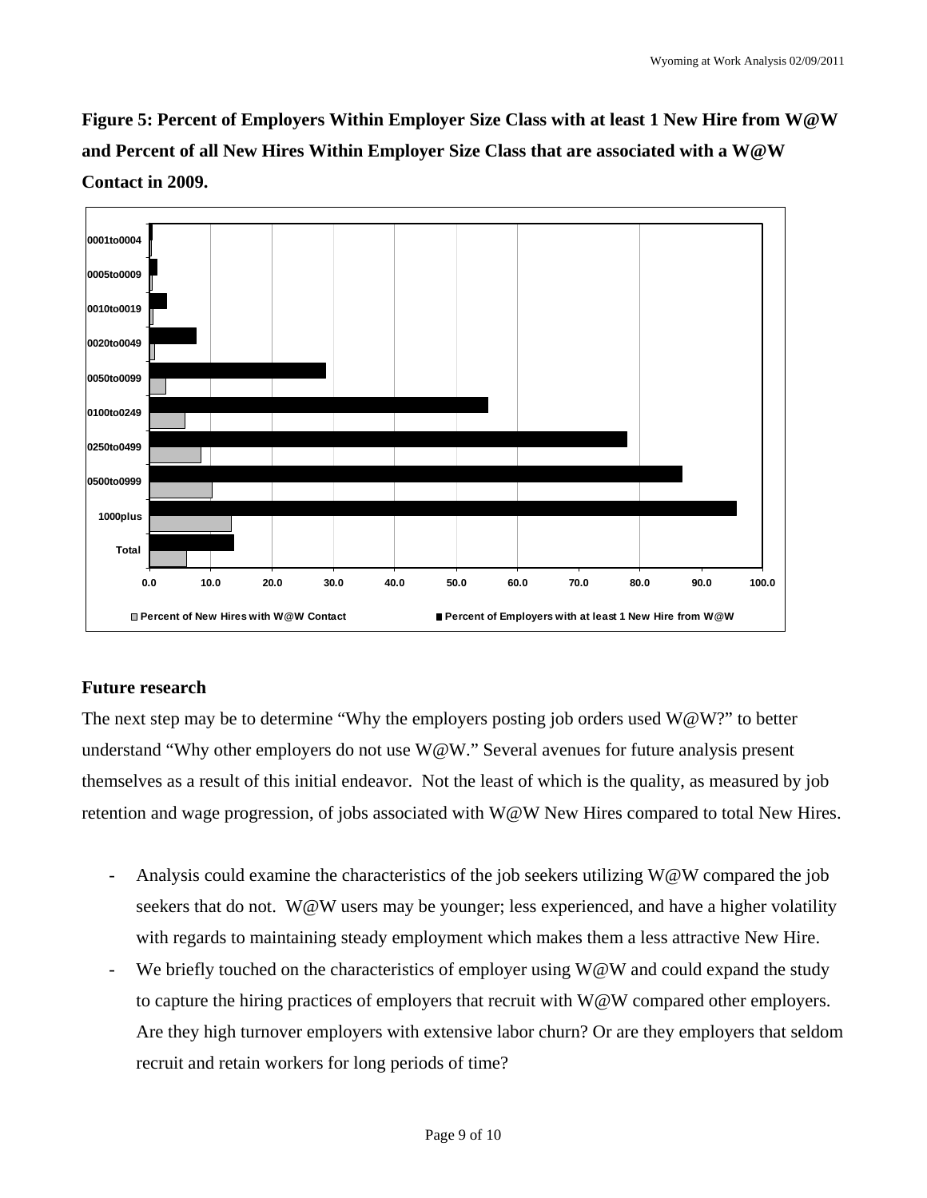**Figure 5: Percent of Employers Within Employer Size Class with at least 1 New Hire from W@W and Percent of all New Hires Within Employer Size Class that are associated with a W@W Contact in 2009.**

## Future research

The next step may be to determine "Why the employers posting job orders used W@W?" to better understand "Why other employers do not use W@W." Several avenues for future analysis present themselves as a result of this initial endeavor. Not the least of which is the quality, as measured by job retention and wage progression, of jobs associated with W@W New Hires compared to total New Hires.

- Analysis could examine the characteristics of the job seekers utilizing W@W compared the job seekers that do not. W@W users may be younger; less experienced, and have a higher volatility with regards to maintaining steady employment which makes them a less attractive New Hire.
- We briefly touched on the characteristics of employer using W@W and could expand the study to capture the hiring practices of employers that recruit with W@W compared other employers. Are they high turnover employers with extensive labor churn? Or are they employers that seldom recruit and retain workers for long periods of time?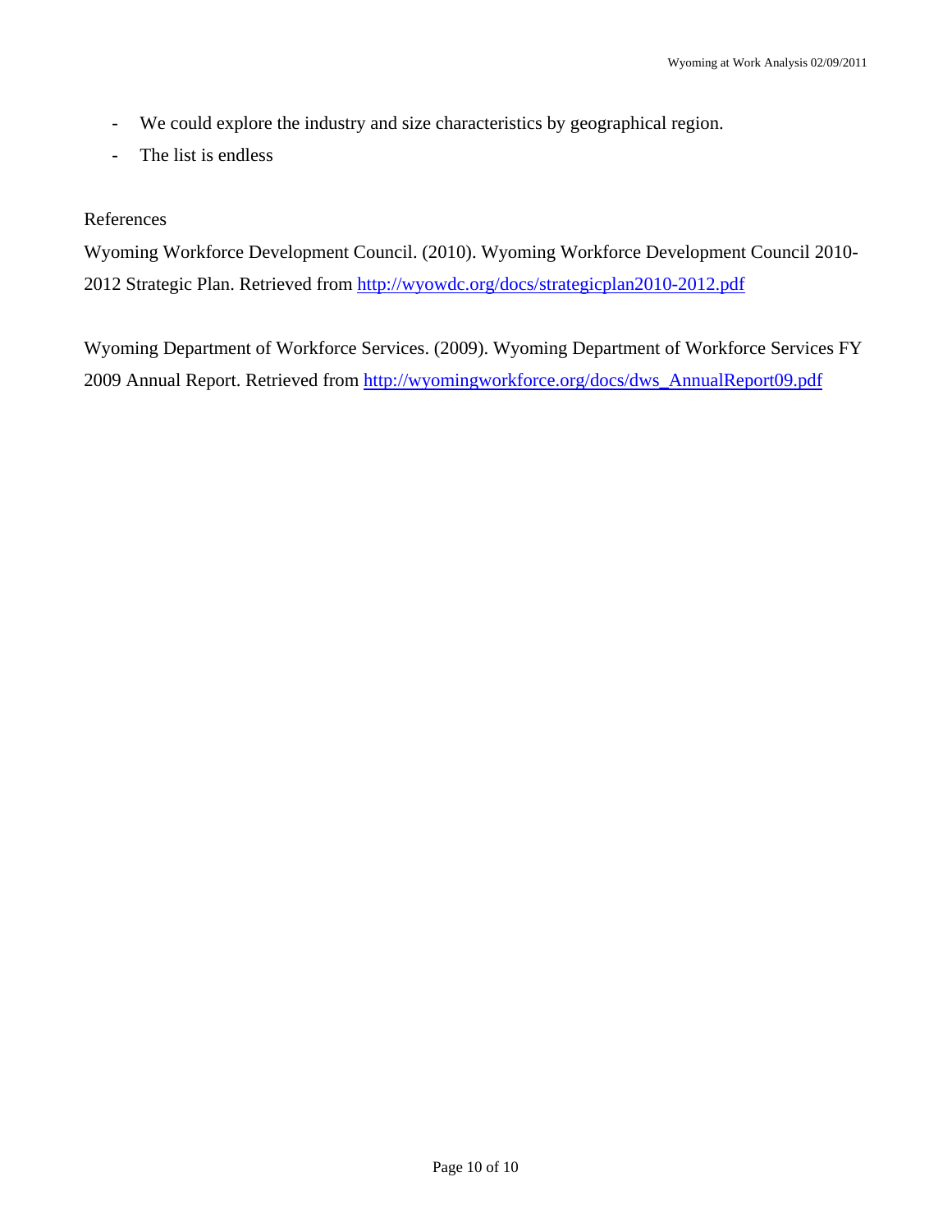- We could explore the industry and size characteristics by geographical region.
- The list is endless

References

Wyoming Workforce Development Council. (2010). Wyoming Workforce Development Council 2010-2012 Strategic Plan. Retrieved from http://wyowdc.org/docs/strategicplan2010-2012.pdf

Wyoming Department of Workforce Services. (2009). Wyoming Department of Workforce Services FY 2009 Annual Report. Retrieved from http://wyomingworkforce.org/docs/dws_AnnualReport09.pdf